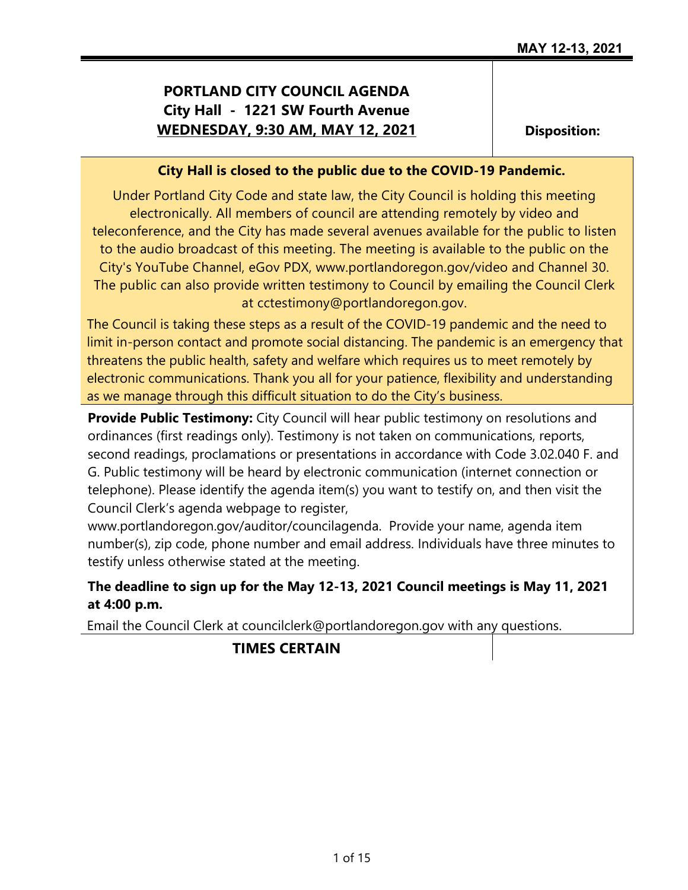# PORTLAND CITY COUNCIL AGENDA

**City Hall - 1221 SW Fourth Avenue**

**WEDNESDAY, 9:30 AM, MAY 12, 2021**

**Disposition:**

**City Hall is closed to the public due to the COVID-19 Pandemic.**

Under Portland City Code and state law, the City Council is holding this meeting electronically. All members of council are attending remotely by video and teleconference, and the City has made several avenues available for the public to listen to the audio broadcast of this meeting. The meeting is available to the public on the City's YouTube Channel, eGov PDX, www.portlandoregon.gov/video and Channel 30. The public can also provide written testimony to Council by emailing the Council Clerk at cctestimony@portlandoregon.gov.

The Council is taking these steps as a result of the COVID-19 pandemic and the need to limit in-person contact and promote social distancing. The pandemic is an emergency that threatens the public health, safety and welfare which requires us to meet remotely by electronic communications. Thank you all for your patience, flexibility and understanding as we manage through this difficult situation to do the City's business.

**Provide Public Testimony:** City Council will hear public testimony on resolutions and ordinances (first readings only). Testimony is not taken on communications, reports, second readings, proclamations or presentations in accordance with Code 3.02.040 F. and G. Public testimony will be heard by electronic communication (internet connection or telephone). Please identify the agenda item(s) you want to testify on, and then visit the Council Clerk's agenda webpage to register, www.portlandoregon.gov/auditor/councilagenda. Provide your name, agenda item number(s), zip code, phone number and email address. Individuals have three minutes to testify unless otherwise stated at the meeting.

**The deadline to sign up for the May 12-13, 2021 Council meetings is May 11, 2021 at 4:00 p.m.**

Email the Council Clerk at councilclerk@portlandoregon.gov with any questions.

## TIMES CERTAIN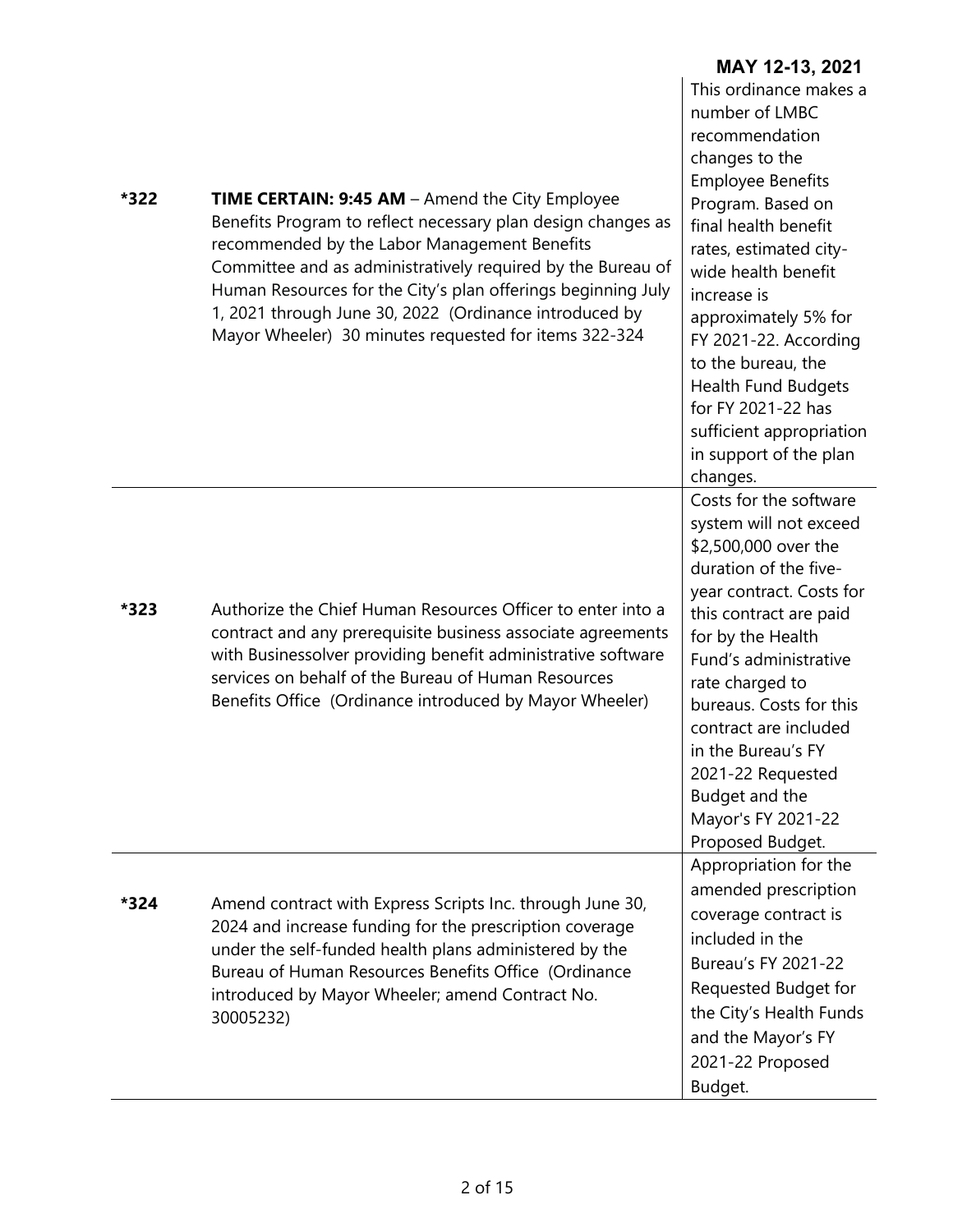**MAY 12-13, 2021**

| | | |
|---|---|---|
| ***322** | **TIME CERTAIN: 9:45 AM** – Amend the City Employee Benefits Program to reflect necessary plan design changes as recommended by the Labor Management Benefits Committee and as administratively required by the Bureau of Human Resources for the City's plan offerings beginning July 1, 2021 through June 30, 2022 (Ordinance introduced by Mayor Wheeler) 30 minutes requested for items 322-324 | This ordinance makes a number of LMBC recommendation changes to the Employee Benefits Program. Based on final health benefit rates, estimated city-wide health benefit increase is approximately 5% for FY 2021-22. According to the bureau, the Health Fund Budgets for FY 2021-22 has sufficient appropriation in support of the plan changes. |
| ***323** | Authorize the Chief Human Resources Officer to enter into a contract and any prerequisite business associate agreements with Businessolver providing benefit administrative software services on behalf of the Bureau of Human Resources Benefits Office (Ordinance introduced by Mayor Wheeler) | Costs for the software system will not exceed $2,500,000 over the duration of the five-year contract. Costs for this contract are paid for by the Health Fund's administrative rate charged to bureaus. Costs for this contract are included in the Bureau's FY 2021-22 Requested Budget and the Mayor's FY 2021-22 Proposed Budget. |
| ***324** | Amend contract with Express Scripts Inc. through June 30, 2024 and increase funding for the prescription coverage under the self-funded health plans administered by the Bureau of Human Resources Benefits Office (Ordinance introduced by Mayor Wheeler; amend Contract No. 30005232) | Appropriation for the amended prescription coverage contract is included in the Bureau's FY 2021-22 Requested Budget for the City's Health Funds and the Mayor's FY 2021-22 Proposed Budget. |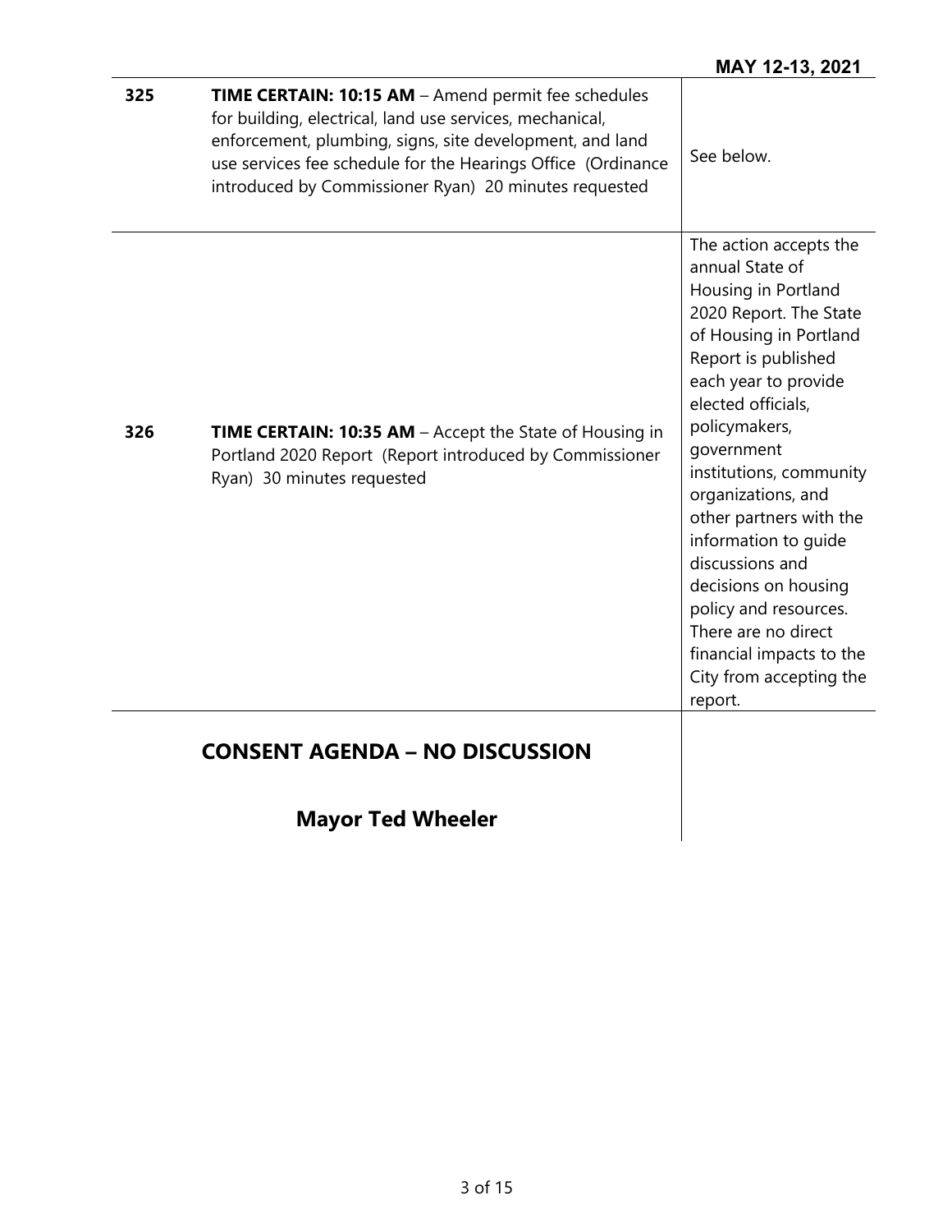| | | |
|---|---|---|
| 325 | **TIME CERTAIN: 10:15 AM** – Amend permit fee schedules for building, electrical, land use services, mechanical, enforcement, plumbing, signs, site development, and land use services fee schedule for the Hearings Office (Ordinance introduced by Commissioner Ryan) 20 minutes requested | See below. |
| 326 | **TIME CERTAIN: 10:35 AM** – Accept the State of Housing in Portland 2020 Report (Report introduced by Commissioner Ryan) 30 minutes requested | The action accepts the annual State of Housing in Portland 2020 Report. The State of Housing in Portland Report is published each year to provide elected officials, policymakers, government institutions, community organizations, and other partners with the information to guide discussions and decisions on housing policy and resources. There are no direct financial impacts to the City from accepting the report. |

## CONSENT AGENDA – NO DISCUSSION

### Mayor Ted Wheeler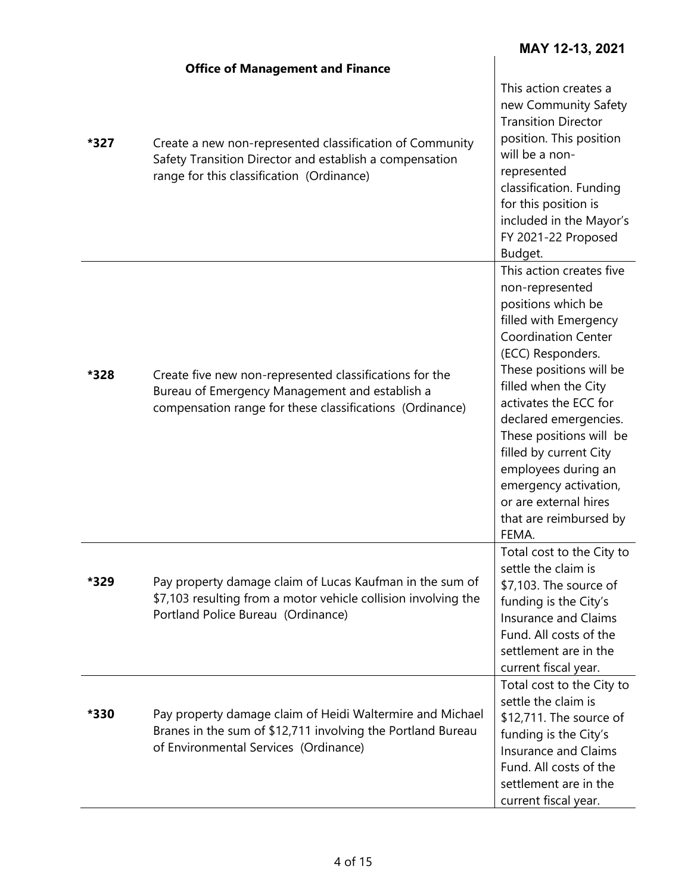**MAY 12-13, 2021**

**Office of Management and Finance**

| | | |
|---|---|---|
| ***327** | Create a new non-represented classification of Community Safety Transition Director and establish a compensation range for this classification (Ordinance) | This action creates a new Community Safety Transition Director position. This position will be a non-represented classification. Funding for this position is included in the Mayor's FY 2021-22 Proposed Budget. |
| ***328** | Create five new non-represented classifications for the Bureau of Emergency Management and establish a compensation range for these classifications (Ordinance) | This action creates five non-represented positions which be filled with Emergency Coordination Center (ECC) Responders. These positions will be filled when the City activates the ECC for declared emergencies. These positions will be filled by current City employees during an emergency activation, or are external hires that are reimbursed by FEMA. |
| ***329** | Pay property damage claim of Lucas Kaufman in the sum of $7,103 resulting from a motor vehicle collision involving the Portland Police Bureau (Ordinance) | Total cost to the City to settle the claim is $7,103. The source of funding is the City's Insurance and Claims Fund. All costs of the settlement are in the current fiscal year. |
| ***330** | Pay property damage claim of Heidi Waltermire and Michael Branes in the sum of $12,711 involving the Portland Bureau of Environmental Services (Ordinance) | Total cost to the City to settle the claim is $12,711. The source of funding is the City's Insurance and Claims Fund. All costs of the settlement are in the current fiscal year. |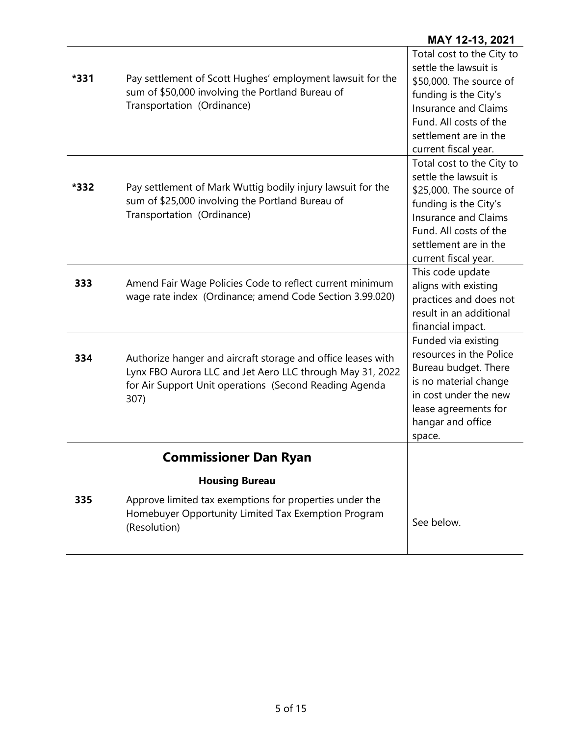| | | |
|---|---|---|
| *331 | Pay settlement of Scott Hughes' employment lawsuit for the sum of $50,000 involving the Portland Bureau of Transportation (Ordinance) | Total cost to the City to settle the lawsuit is $50,000. The source of funding is the City's Insurance and Claims Fund. All costs of the settlement are in the current fiscal year. |
| *332 | Pay settlement of Mark Wuttig bodily injury lawsuit for the sum of $25,000 involving the Portland Bureau of Transportation (Ordinance) | Total cost to the City to settle the lawsuit is $25,000. The source of funding is the City's Insurance and Claims Fund. All costs of the settlement are in the current fiscal year. |
| 333 | Amend Fair Wage Policies Code to reflect current minimum wage rate index (Ordinance; amend Code Section 3.99.020) | This code update aligns with existing practices and does not result in an additional financial impact. |
| 334 | Authorize hanger and aircraft storage and office leases with Lynx FBO Aurora LLC and Jet Aero LLC through May 31, 2022 for Air Support Unit operations (Second Reading Agenda 307) | Funded via existing resources in the Police Bureau budget. There is no material change in cost under the new lease agreements for hangar and office space. |

## Commissioner Dan Ryan

### Housing Bureau

| | | |
|---|---|---|
| 335 | Approve limited tax exemptions for properties under the Homebuyer Opportunity Limited Tax Exemption Program (Resolution) | See below. |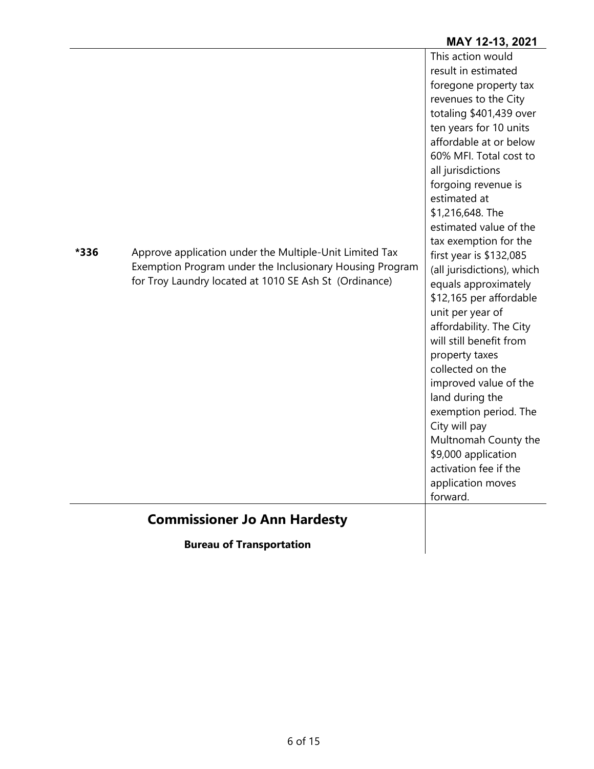| | | |
|---|---|---|
| *336 | Approve application under the Multiple-Unit Limited Tax Exemption Program under the Inclusionary Housing Program for Troy Laundry located at 1010 SE Ash St (Ordinance) | This action would result in estimated foregone property tax revenues to the City totaling $401,439 over ten years for 10 units affordable at or below 60% MFI. Total cost to all jurisdictions forgoing revenue is estimated at $1,216,648. The estimated value of the tax exemption for the first year is $132,085 (all jurisdictions), which equals approximately $12,165 per affordable unit per year of affordability. The City will still benefit from property taxes collected on the improved value of the land during the exemption period. The City will pay Multnomah County the $9,000 application activation fee if the application moves forward. |

## Commissioner Jo Ann Hardesty

**Bureau of Transportation**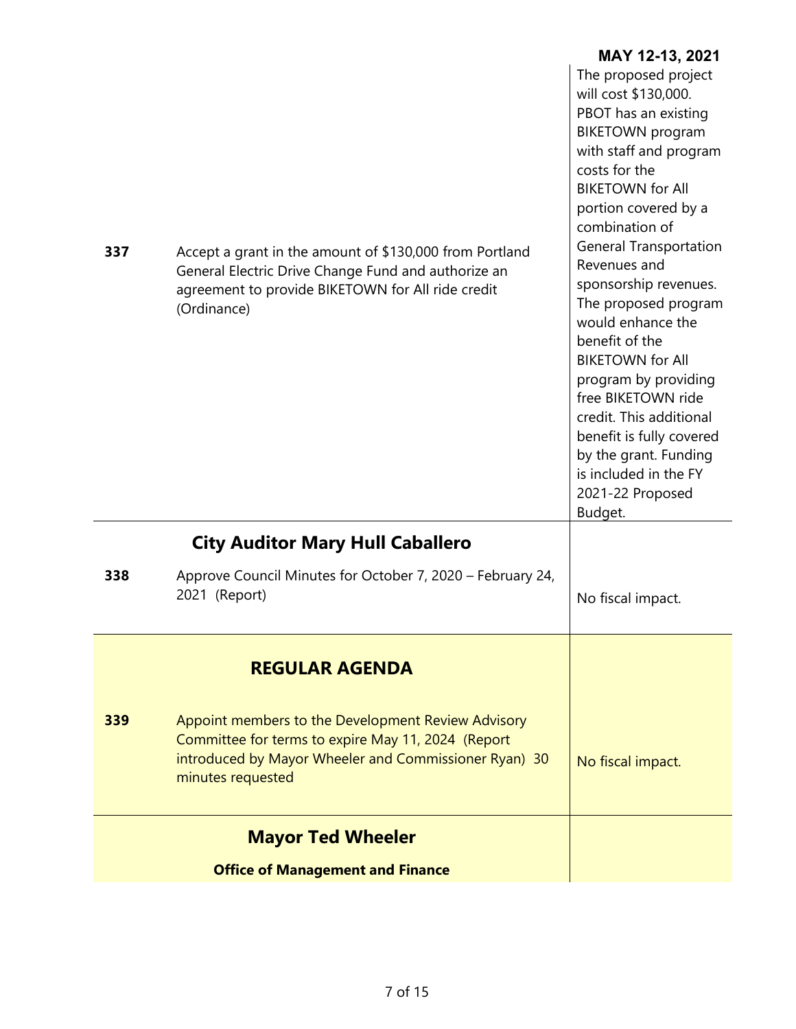**MAY 12-13, 2021**

| | | |
|---|---|---|
| **337** | Accept a grant in the amount of $130,000 from Portland General Electric Drive Change Fund and authorize an agreement to provide BIKETOWN for All ride credit (Ordinance) | The proposed project will cost $130,000. PBOT has an existing BIKETOWN program with staff and program costs for the BIKETOWN for All portion covered by a combination of General Transportation Revenues and sponsorship revenues. The proposed program would enhance the benefit of the BIKETOWN for All program by providing free BIKETOWN ride credit. This additional benefit is fully covered by the grant. Funding is included in the FY 2021-22 Proposed Budget. |
| | **City Auditor Mary Hull Caballero** | |
| **338** | Approve Council Minutes for October 7, 2020 – February 24, 2021 (Report) | No fiscal impact. |
| | **REGULAR AGENDA** | |
| **339** | Appoint members to the Development Review Advisory Committee for terms to expire May 11, 2024 (Report introduced by Mayor Wheeler and Commissioner Ryan) 30 minutes requested | No fiscal impact. |
| | **Mayor Ted Wheeler** | |
| | **Office of Management and Finance** | |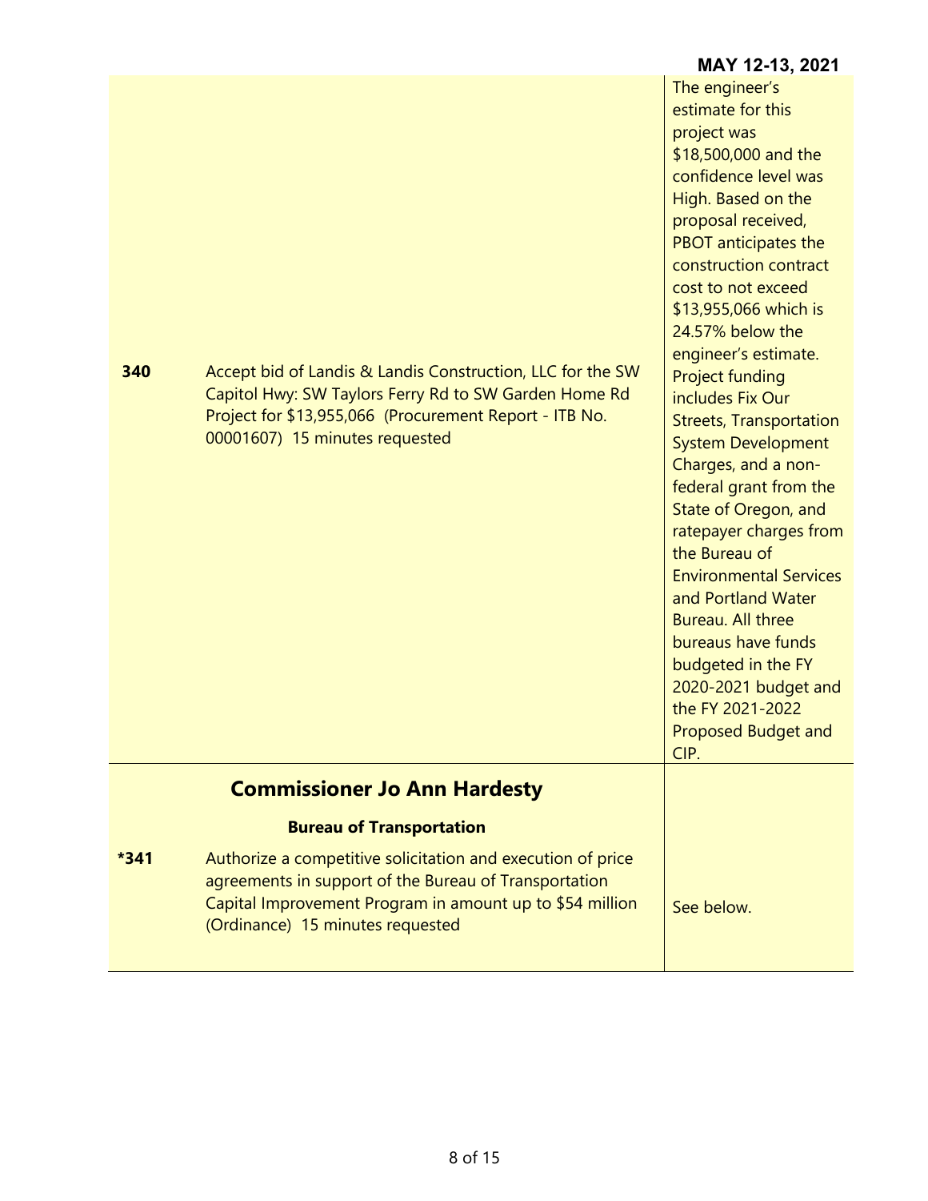MAY 12-13, 2021

| | | |
|---|---|---|
| **340** | Accept bid of Landis & Landis Construction, LLC for the SW Capitol Hwy: SW Taylors Ferry Rd to SW Garden Home Rd Project for $13,955,066 (Procurement Report - ITB No. 00001607) 15 minutes requested | The engineer's estimate for this project was $18,500,000 and the confidence level was High. Based on the proposal received, PBOT anticipates the construction contract cost to not exceed $13,955,066 which is 24.57% below the engineer's estimate. Project funding includes Fix Our Streets, Transportation System Development Charges, and a non-federal grant from the State of Oregon, and ratepayer charges from the Bureau of Environmental Services and Portland Water Bureau. All three bureaus have funds budgeted in the FY 2020-2021 budget and the FY 2021-2022 Proposed Budget and CIP. |

## Commissioner Jo Ann Hardesty

### Bureau of Transportation

| | | |
|---|---|---|
| ***341** | Authorize a competitive solicitation and execution of price agreements in support of the Bureau of Transportation Capital Improvement Program in amount up to $54 million (Ordinance) 15 minutes requested | See below. |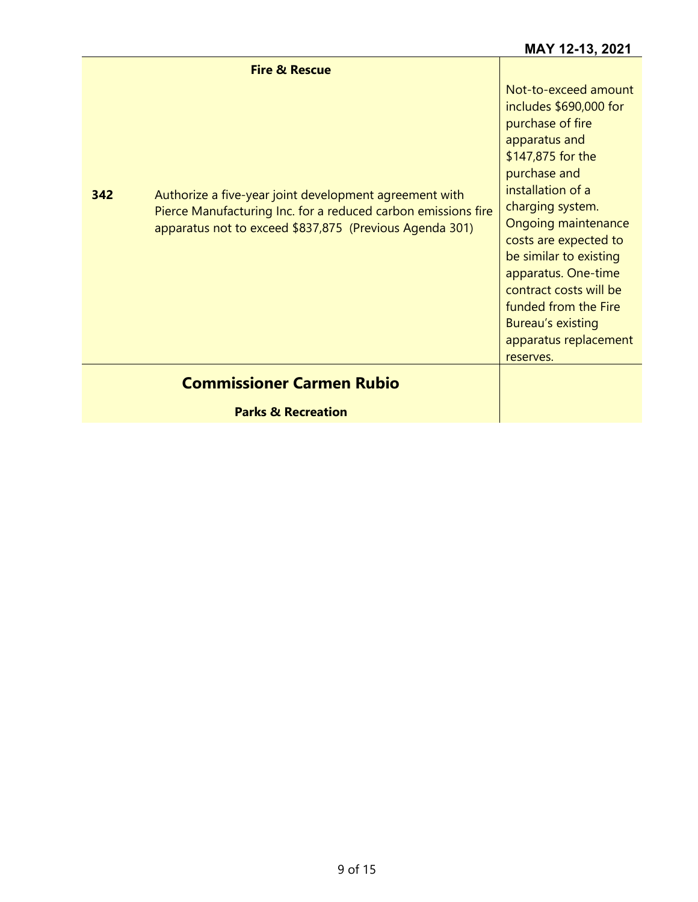| | | |
|---|---|---|
| | **Fire & Rescue** | |
| **342** | Authorize a five-year joint development agreement with Pierce Manufacturing Inc. for a reduced carbon emissions fire apparatus not to exceed $837,875 (Previous Agenda 301) | Not-to-exceed amount includes $690,000 for purchase of fire apparatus and $147,875 for the purchase and installation of a charging system. Ongoing maintenance costs are expected to be similar to existing apparatus. One-time contract costs will be funded from the Fire Bureau's existing apparatus replacement reserves. |
| | **Commissioner Carmen Rubio** | |
| | **Parks & Recreation** | |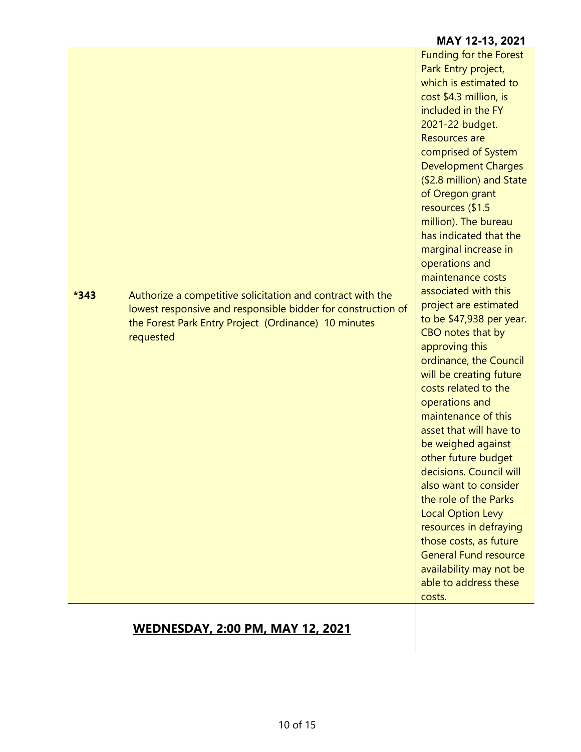| | | |
|---|---|---|
| *343 | Authorize a competitive solicitation and contract with the lowest responsive and responsible bidder for construction of the Forest Park Entry Project (Ordinance) 10 minutes requested | Funding for the Forest Park Entry project, which is estimated to cost $4.3 million, is included in the FY 2021-22 budget. Resources are comprised of System Development Charges ($2.8 million) and State of Oregon grant resources ($1.5 million). The bureau has indicated that the marginal increase in operations and maintenance costs associated with this project are estimated to be $47,938 per year. CBO notes that by approving this ordinance, the Council will be creating future costs related to the operations and maintenance of this asset that will have to be weighed against other future budget decisions. Council will also want to consider the role of the Parks Local Option Levy resources in defraying those costs, as future General Fund resource availability may not be able to address these costs. |

## WEDNESDAY, 2:00 PM, MAY 12, 2021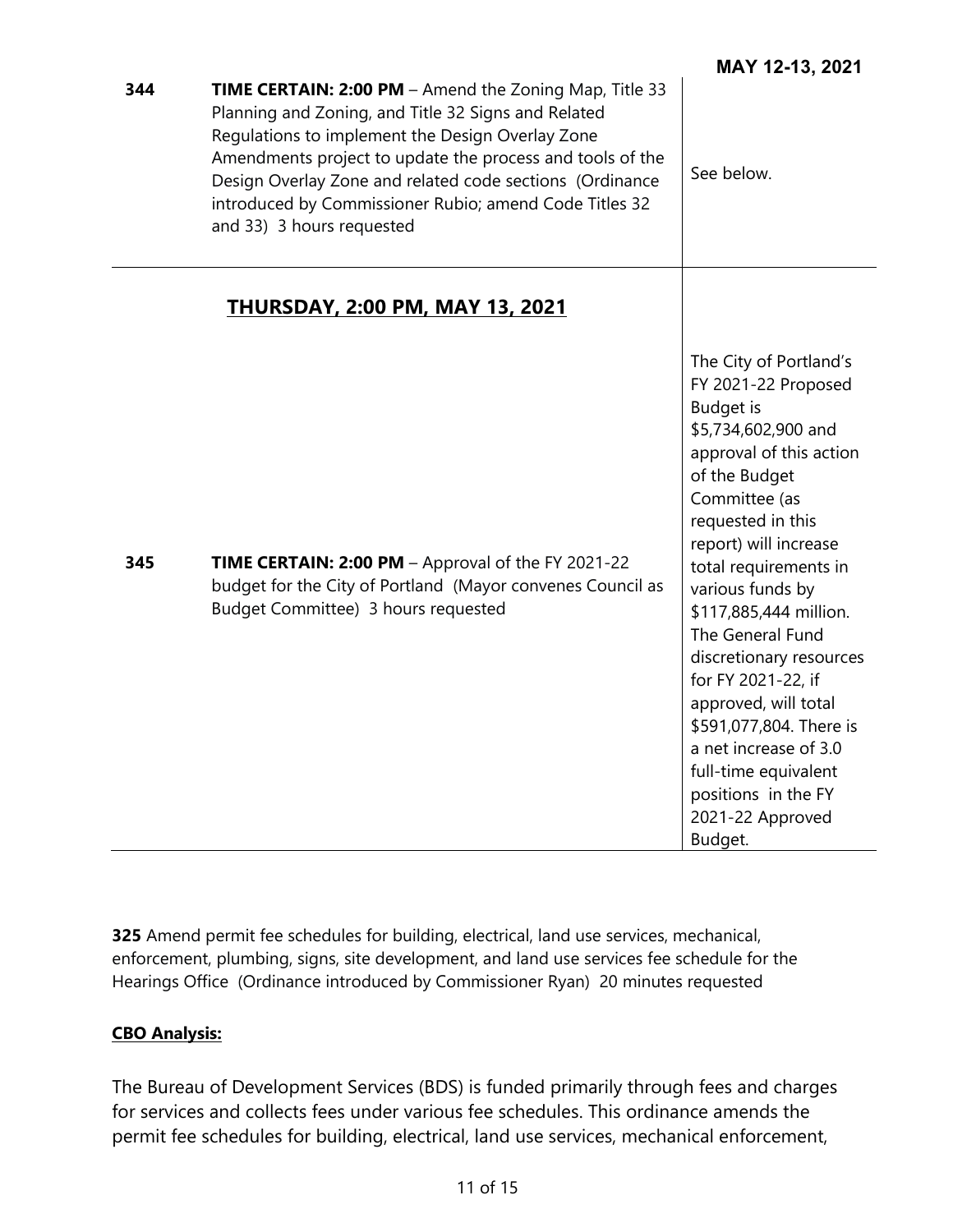**MAY 12-13, 2021**

| | | |
|---|---|---|
| **344** | **TIME CERTAIN: 2:00 PM** – Amend the Zoning Map, Title 33 Planning and Zoning, and Title 32 Signs and Related Regulations to implement the Design Overlay Zone Amendments project to update the process and tools of the Design Overlay Zone and related code sections (Ordinance introduced by Commissioner Rubio; amend Code Titles 32 and 33) 3 hours requested | See below. |
| | **<u>THURSDAY, 2:00 PM, MAY 13, 2021</u>** | |
| **345** | **TIME CERTAIN: 2:00 PM** – Approval of the FY 2021-22 budget for the City of Portland (Mayor convenes Council as Budget Committee) 3 hours requested | The City of Portland's FY 2021-22 Proposed Budget is $5,734,602,900 and approval of this action of the Budget Committee (as requested in this report) will increase total requirements in various funds by $117,885,444 million. The General Fund discretionary resources for FY 2021-22, if approved, will total $591,077,804. There is a net increase of 3.0 full-time equivalent positions in the FY 2021-22 Approved Budget. |

**325** Amend permit fee schedules for building, electrical, land use services, mechanical, enforcement, plumbing, signs, site development, and land use services fee schedule for the Hearings Office (Ordinance introduced by Commissioner Ryan) 20 minutes requested

**<u>CBO Analysis:</u>**

The Bureau of Development Services (BDS) is funded primarily through fees and charges for services and collects fees under various fee schedules. This ordinance amends the permit fee schedules for building, electrical, land use services, mechanical enforcement,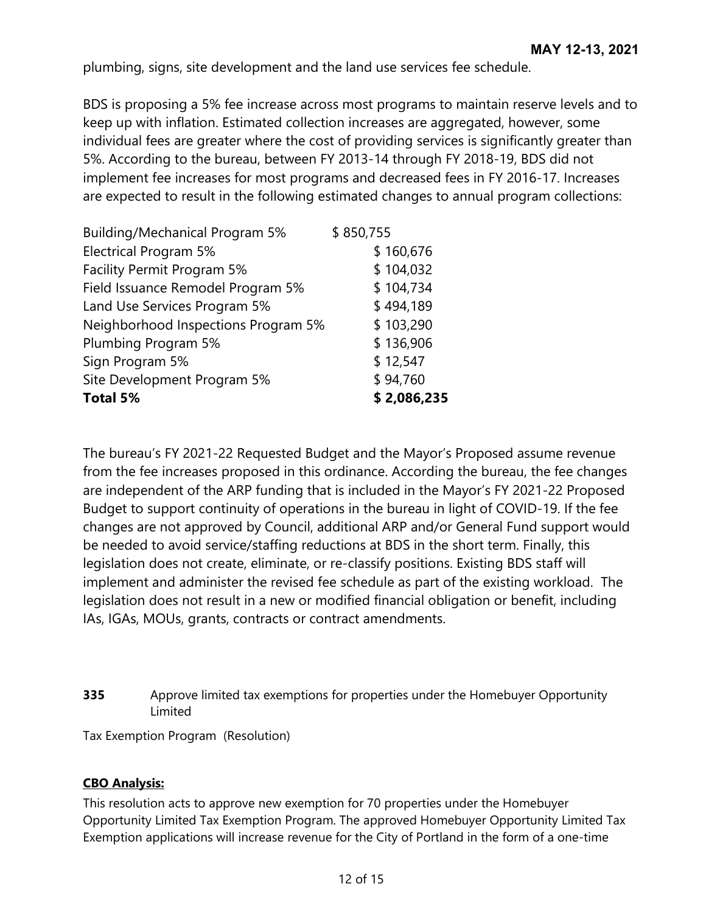plumbing, signs, site development and the land use services fee schedule.

BDS is proposing a 5% fee increase across most programs to maintain reserve levels and to keep up with inflation. Estimated collection increases are aggregated, however, some individual fees are greater where the cost of providing services is significantly greater than 5%. According to the bureau, between FY 2013-14 through FY 2018-19, BDS did not implement fee increases for most programs and decreased fees in FY 2016-17. Increases are expected to result in the following estimated changes to annual program collections:

| | |
|---|---|
| Building/Mechanical Program 5% | $ 850,755 |
| Electrical Program 5% | $ 160,676 |
| Facility Permit Program 5% | $ 104,032 |
| Field Issuance Remodel Program 5% | $ 104,734 |
| Land Use Services Program 5% | $ 494,189 |
| Neighborhood Inspections Program 5% | $ 103,290 |
| Plumbing Program 5% | $ 136,906 |
| Sign Program 5% | $ 12,547 |
| Site Development Program 5% | $ 94,760 |
| **Total 5%** | **$ 2,086,235** |

The bureau's FY 2021-22 Requested Budget and the Mayor's Proposed assume revenue from the fee increases proposed in this ordinance. According the bureau, the fee changes are independent of the ARP funding that is included in the Mayor's FY 2021-22 Proposed Budget to support continuity of operations in the bureau in light of COVID-19. If the fee changes are not approved by Council, additional ARP and/or General Fund support would be needed to avoid service/staffing reductions at BDS in the short term. Finally, this legislation does not create, eliminate, or re-classify positions. Existing BDS staff will implement and administer the revised fee schedule as part of the existing workload. The legislation does not result in a new or modified financial obligation or benefit, including IAs, IGAs, MOUs, grants, contracts or contract amendments.

**335** Approve limited tax exemptions for properties under the Homebuyer Opportunity Limited

Tax Exemption Program (Resolution)

**CBO Analysis:**

This resolution acts to approve new exemption for 70 properties under the Homebuyer Opportunity Limited Tax Exemption Program. The approved Homebuyer Opportunity Limited Tax Exemption applications will increase revenue for the City of Portland in the form of a one-time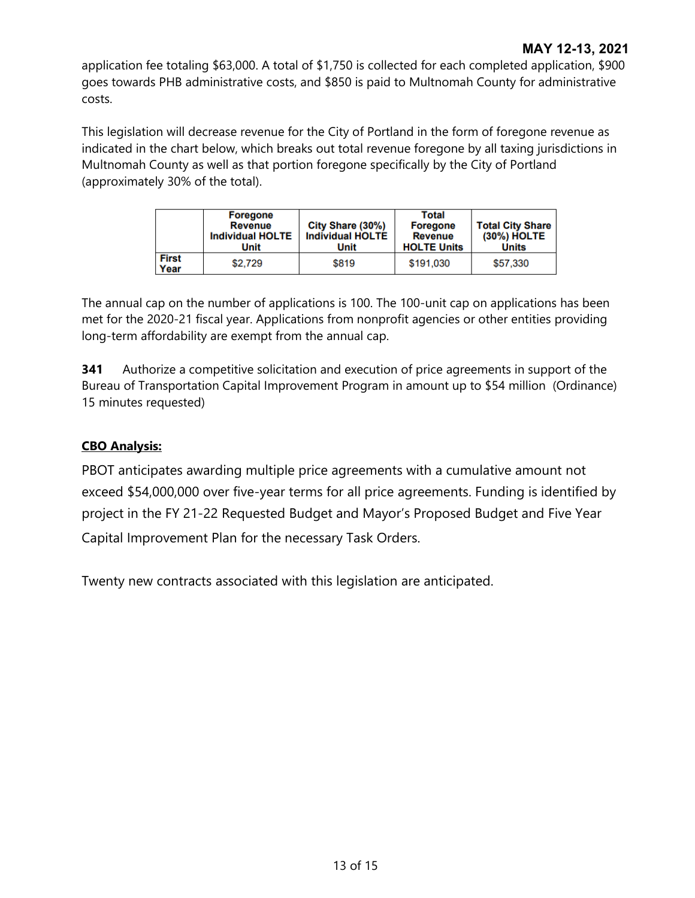application fee totaling $63,000. A total of $1,750 is collected for each completed application, $900 goes towards PHB administrative costs, and $850 is paid to Multnomah County for administrative costs.

This legislation will decrease revenue for the City of Portland in the form of foregone revenue as indicated in the chart below, which breaks out total revenue foregone by all taxing jurisdictions in Multnomah County as well as that portion foregone specifically by the City of Portland (approximately 30% of the total).

| | Foregone Revenue Individual HOLTE Unit | City Share (30%) Individual HOLTE Unit | Total Foregone Revenue HOLTE Units | Total City Share (30%) HOLTE Units |
|---|---|---|---|---|
| First Year | $2,729 | $819 | $191,030 | $57,330 |

The annual cap on the number of applications is 100. The 100-unit cap on applications has been met for the 2020-21 fiscal year. Applications from nonprofit agencies or other entities providing long-term affordability are exempt from the annual cap.

**341** Authorize a competitive solicitation and execution of price agreements in support of the Bureau of Transportation Capital Improvement Program in amount up to $54 million (Ordinance) 15 minutes requested)

**CBO Analysis:**

PBOT anticipates awarding multiple price agreements with a cumulative amount not exceed $54,000,000 over five-year terms for all price agreements. Funding is identified by project in the FY 21-22 Requested Budget and Mayor's Proposed Budget and Five Year Capital Improvement Plan for the necessary Task Orders.

Twenty new contracts associated with this legislation are anticipated.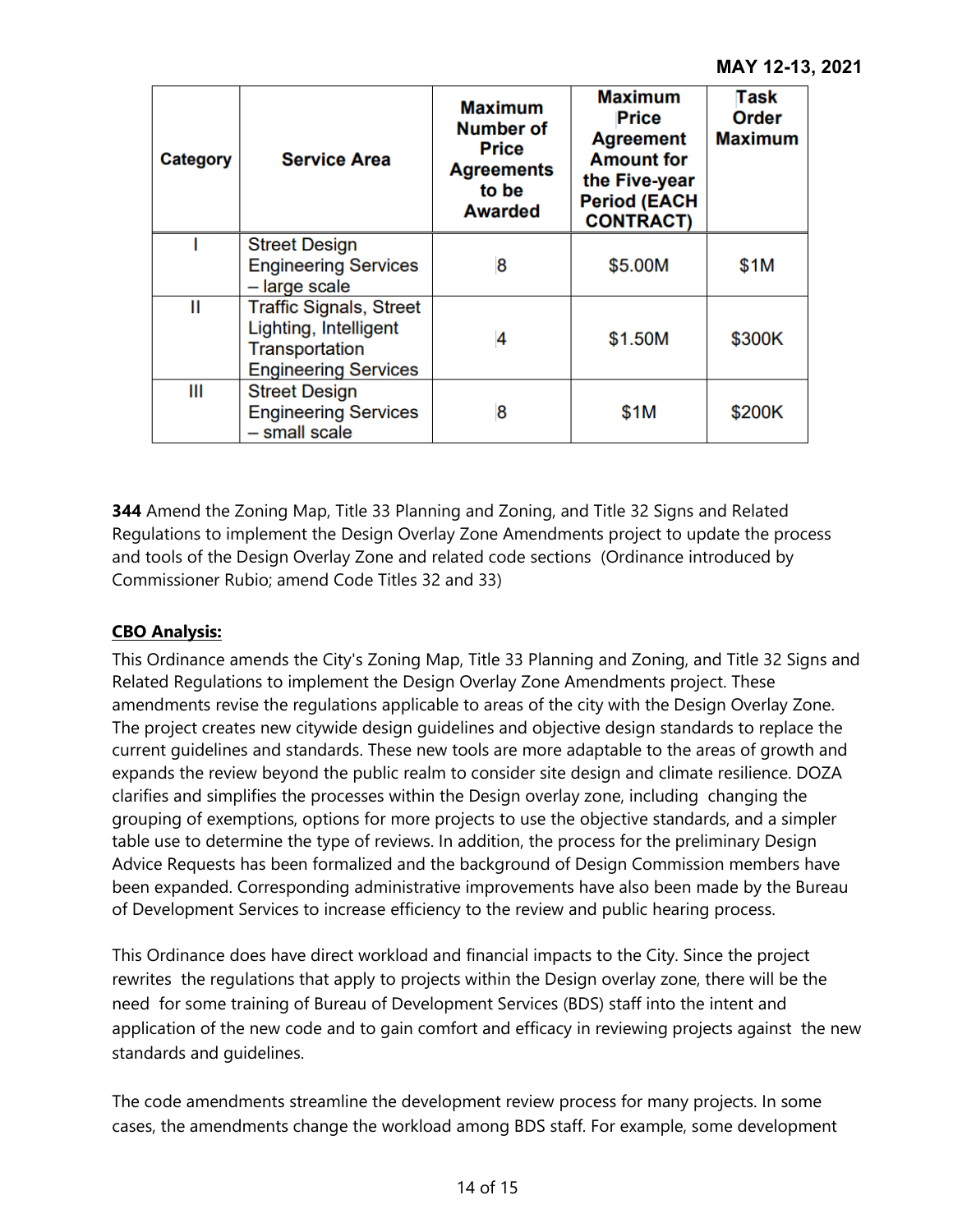| Category | Service Area | Maximum Number of Price Agreements to be Awarded | Maximum Price Agreement Amount for the Five-year Period (EACH CONTRACT) | Task Order Maximum |
|---|---|---|---|---|
| I | Street Design Engineering Services – large scale | 8 | $5.00M | $1M |
| II | Traffic Signals, Street Lighting, Intelligent Transportation Engineering Services | 4 | $1.50M | $300K |
| III | Street Design Engineering Services – small scale | 8 | $1M | $200K |

**344** Amend the Zoning Map, Title 33 Planning and Zoning, and Title 32 Signs and Related Regulations to implement the Design Overlay Zone Amendments project to update the process and tools of the Design Overlay Zone and related code sections (Ordinance introduced by Commissioner Rubio; amend Code Titles 32 and 33)

**CBO Analysis:**

This Ordinance amends the City's Zoning Map, Title 33 Planning and Zoning, and Title 32 Signs and Related Regulations to implement the Design Overlay Zone Amendments project. These amendments revise the regulations applicable to areas of the city with the Design Overlay Zone. The project creates new citywide design guidelines and objective design standards to replace the current guidelines and standards. These new tools are more adaptable to the areas of growth and expands the review beyond the public realm to consider site design and climate resilience. DOZA clarifies and simplifies the processes within the Design overlay zone, including changing the grouping of exemptions, options for more projects to use the objective standards, and a simpler table use to determine the type of reviews. In addition, the process for the preliminary Design Advice Requests has been formalized and the background of Design Commission members have been expanded. Corresponding administrative improvements have also been made by the Bureau of Development Services to increase efficiency to the review and public hearing process.

This Ordinance does have direct workload and financial impacts to the City. Since the project rewrites the regulations that apply to projects within the Design overlay zone, there will be the need for some training of Bureau of Development Services (BDS) staff into the intent and application of the new code and to gain comfort and efficacy in reviewing projects against the new standards and guidelines.

The code amendments streamline the development review process for many projects. In some cases, the amendments change the workload among BDS staff. For example, some development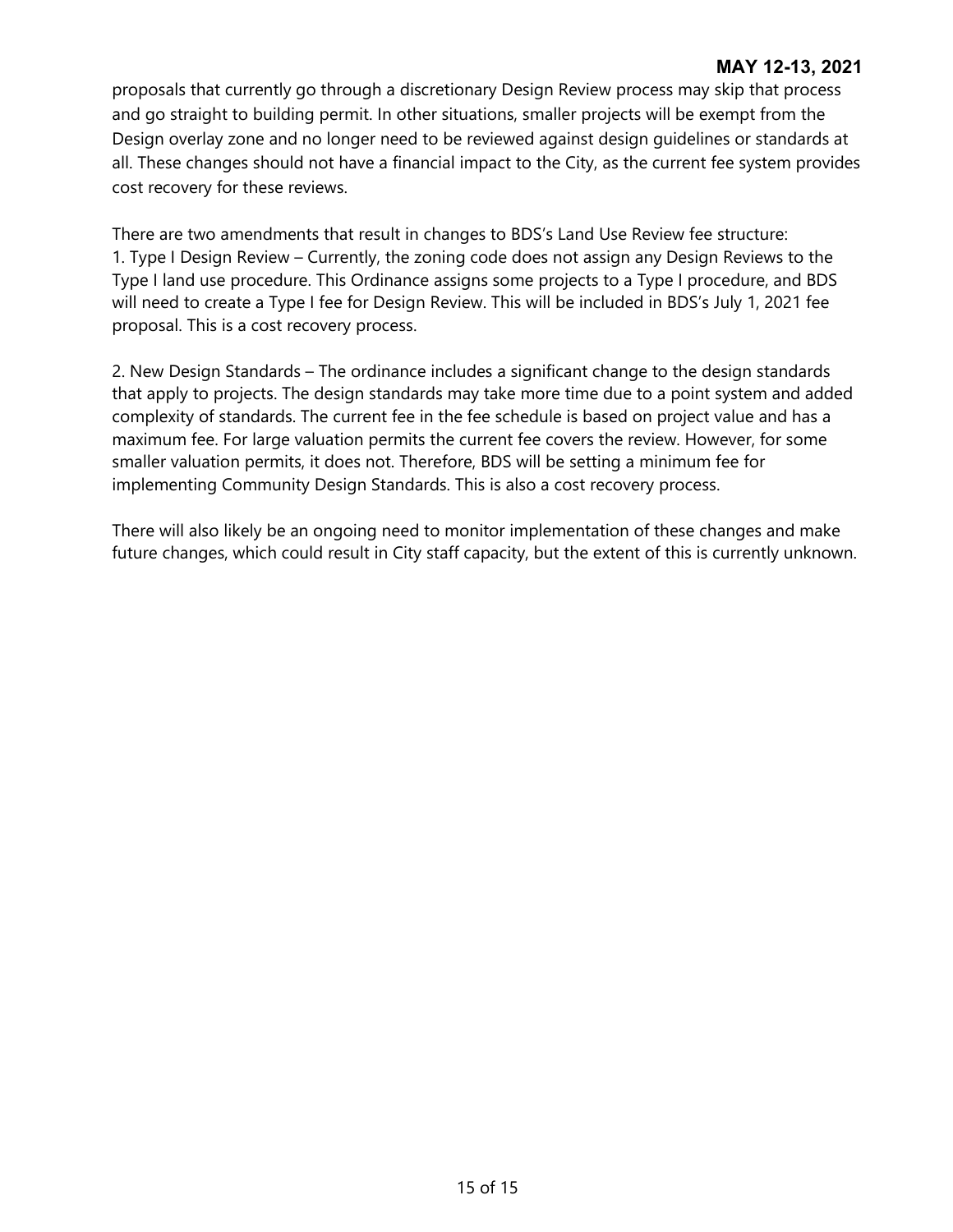proposals that currently go through a discretionary Design Review process may skip that process and go straight to building permit. In other situations, smaller projects will be exempt from the Design overlay zone and no longer need to be reviewed against design guidelines or standards at all. These changes should not have a financial impact to the City, as the current fee system provides cost recovery for these reviews.

There are two amendments that result in changes to BDS's Land Use Review fee structure:

1. Type I Design Review – Currently, the zoning code does not assign any Design Reviews to the Type I land use procedure. This Ordinance assigns some projects to a Type I procedure, and BDS will need to create a Type I fee for Design Review. This will be included in BDS's July 1, 2021 fee proposal. This is a cost recovery process.

2. New Design Standards – The ordinance includes a significant change to the design standards that apply to projects. The design standards may take more time due to a point system and added complexity of standards. The current fee in the fee schedule is based on project value and has a maximum fee. For large valuation permits the current fee covers the review. However, for some smaller valuation permits, it does not. Therefore, BDS will be setting a minimum fee for implementing Community Design Standards. This is also a cost recovery process.

There will also likely be an ongoing need to monitor implementation of these changes and make future changes, which could result in City staff capacity, but the extent of this is currently unknown.